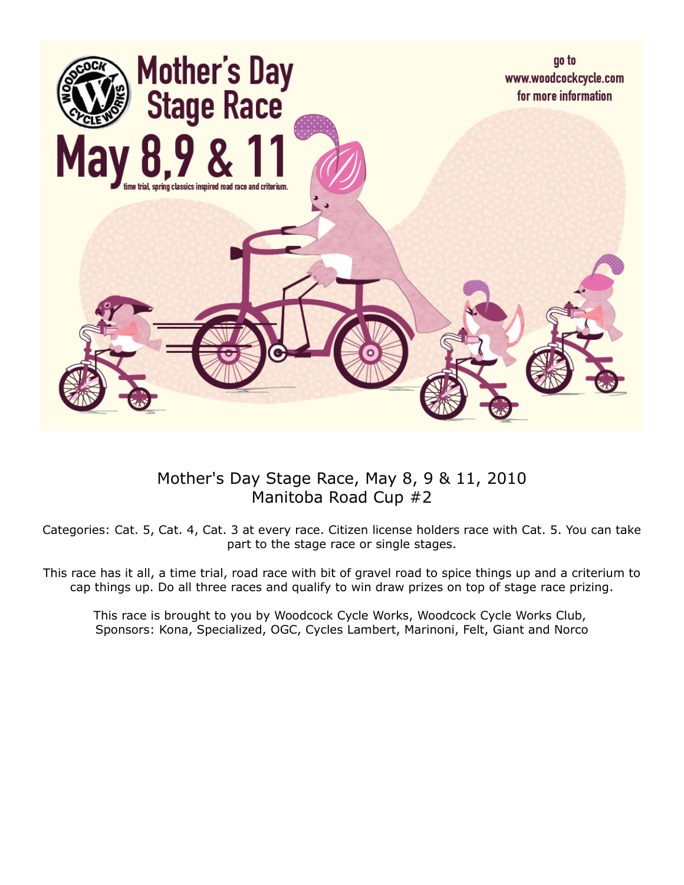# Mother's Day Stage Race

## May 8,9 & 11

time trial, spring classics inspired road race and criterium.

go to www.woodcockcycle.com for more information

Mother's Day Stage Race, May 8, 9 & 11, 2010
Manitoba Road Cup #2

Categories: Cat. 5, Cat. 4, Cat. 3 at every race. Citizen license holders race with Cat. 5. You can take part to the stage race or single stages.

This race has it all, a time trial, road race with bit of gravel road to spice things up and a criterium to cap things up. Do all three races and qualify to win draw prizes on top of stage race prizing.

This race is brought to you by Woodcock Cycle Works, Woodcock Cycle Works Club,
Sponsors: Kona, Specialized, OGC, Cycles Lambert, Marinoni, Felt, Giant and Norco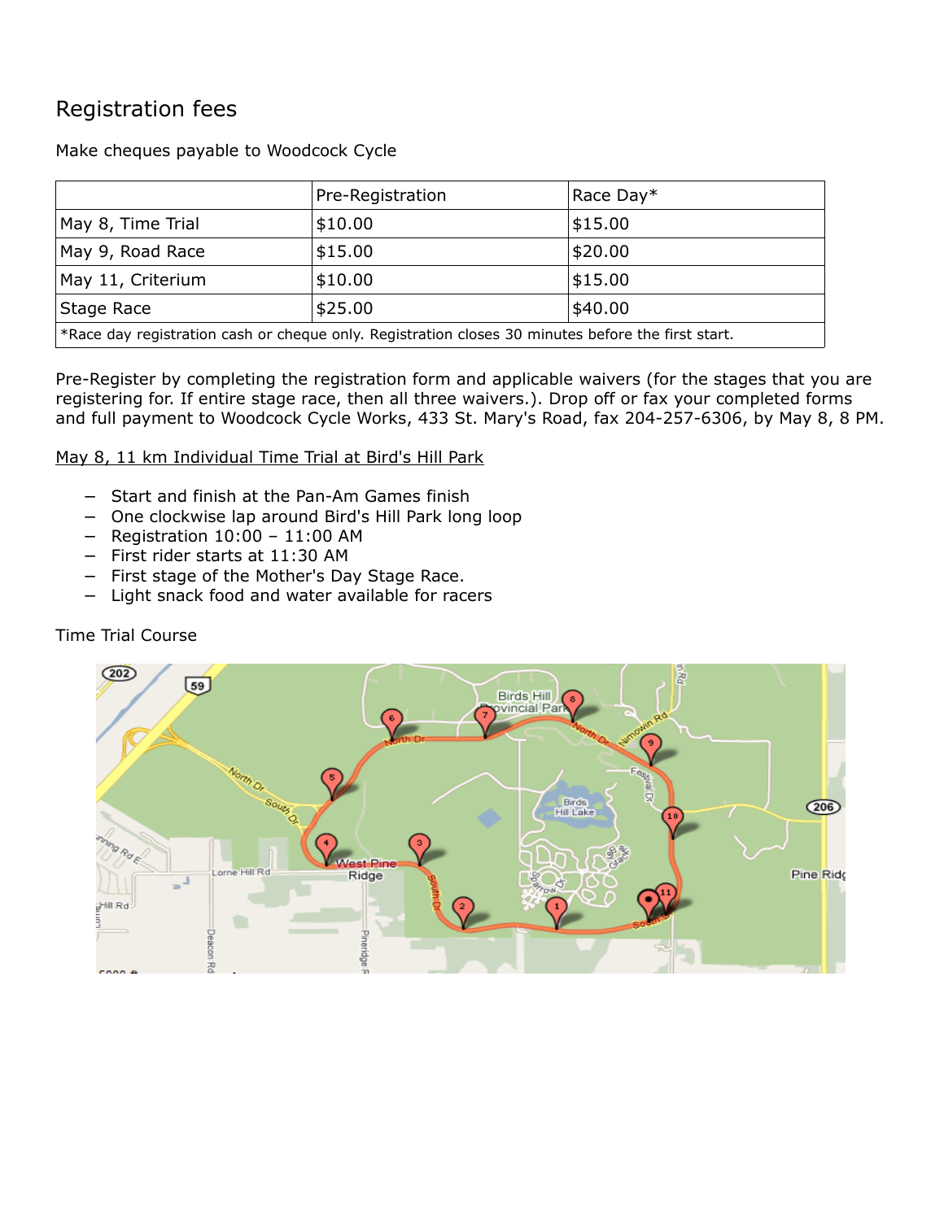## Registration fees

Make cheques payable to Woodcock Cycle

| | Pre-Registration | Race Day* |
|---|---|---|
| May 8, Time Trial | $10.00 | $15.00 |
| May 9, Road Race | $15.00 | $20.00 |
| May 11, Criterium | $10.00 | $15.00 |
| Stage Race | $25.00 | $40.00 |
| *Race day registration cash or cheque only. Registration closes 30 minutes before the first start. | | |

Pre-Register by completing the registration form and applicable waivers (for the stages that you are registering for. If entire stage race, then all three waivers.). Drop off or fax your completed forms and full payment to Woodcock Cycle Works, 433 St. Mary's Road, fax 204-257-6306, by May 8, 8 PM.

<u>May 8, 11 km Individual Time Trial at Bird's Hill Park</u>

- Start and finish at the Pan-Am Games finish
- One clockwise lap around Bird's Hill Park long loop
- Registration 10:00 – 11:00 AM
- First rider starts at 11:30 AM
- First stage of the Mother's Day Stage Race.
- Light snack food and water available for racers

Time Trial Course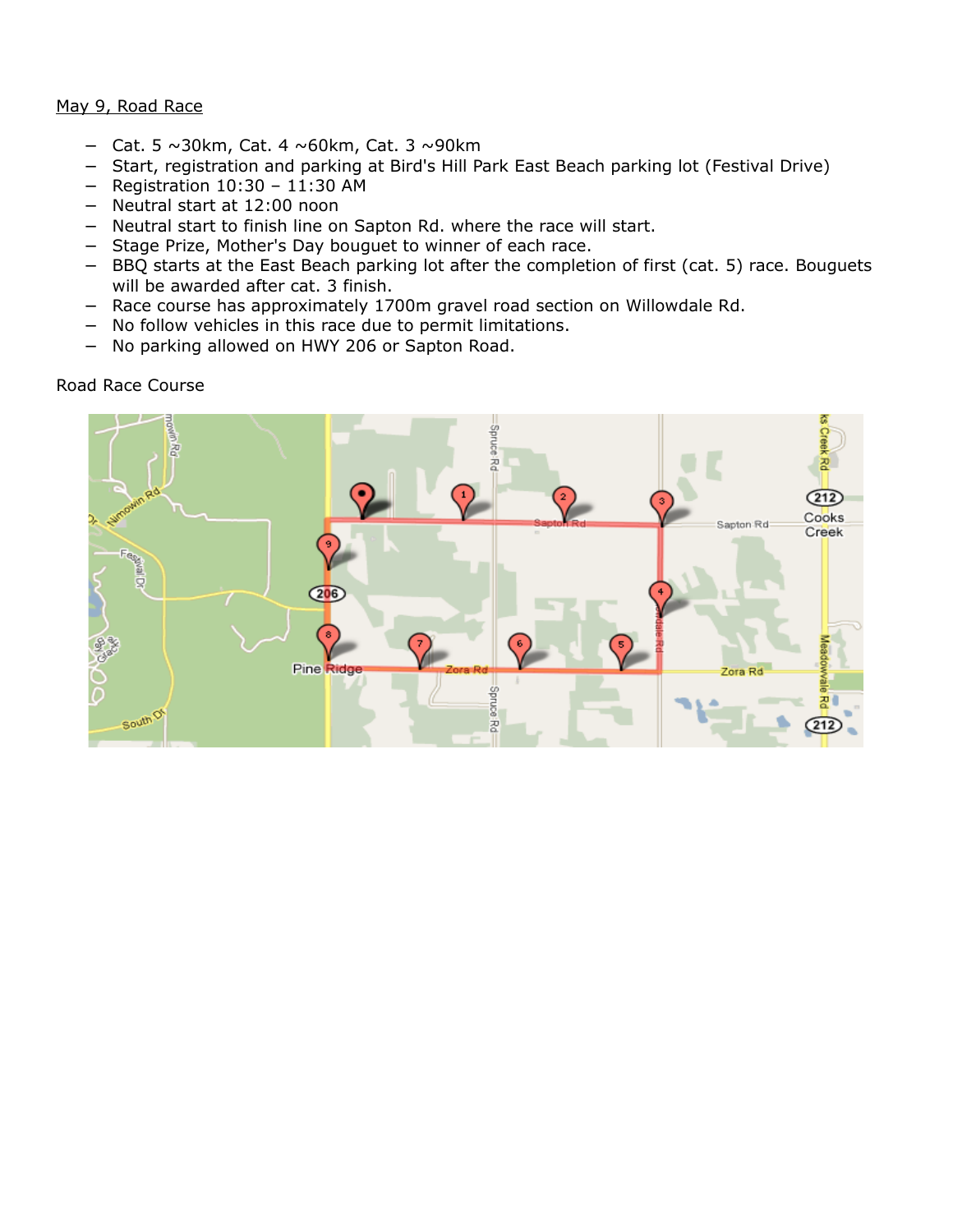<u>May 9, Road Race</u>

- Cat. 5 ~30km, Cat. 4 ~60km, Cat. 3 ~90km
- Start, registration and parking at Bird's Hill Park East Beach parking lot (Festival Drive)
- Registration 10:30 – 11:30 AM
- Neutral start at 12:00 noon
- Neutral start to finish line on Sapton Rd. where the race will start.
- Stage Prize, Mother's Day bouguet to winner of each race.
- BBQ starts at the East Beach parking lot after the completion of first (cat. 5) race. Bouguets will be awarded after cat. 3 finish.
- Race course has approximately 1700m gravel road section on Willowdale Rd.
- No follow vehicles in this race due to permit limitations.
- No parking allowed on HWY 206 or Sapton Road.

Road Race Course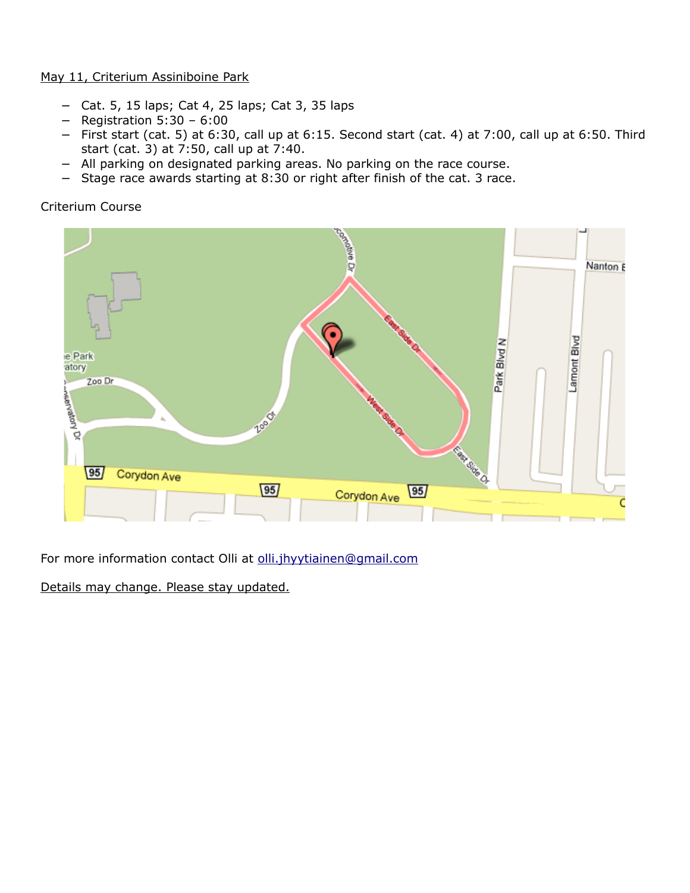May 11, Criterium Assiniboine Park

- Cat. 5, 15 laps; Cat 4, 25 laps; Cat 3, 35 laps
- Registration 5:30 – 6:00
- First start (cat. 5) at 6:30, call up at 6:15. Second start (cat. 4) at 7:00, call up at 6:50. Third start (cat. 3) at 7:50, call up at 7:40.
- All parking on designated parking areas. No parking on the race course.
- Stage race awards starting at 8:30 or right after finish of the cat. 3 race.

Criterium Course

Locomotive Dr
Nanton B
East Side Dr
Park Blvd N
Lamont Blvd
e Park
atory
Zoo Dr
Conservatory Dr
Zoo Dr
West Side Dr
East Side Dr
95
Corydon Ave
95
Corydon Ave
95

For more information contact Olli at olli.jhyytiainen@gmail.com

Details may change. Please stay updated.